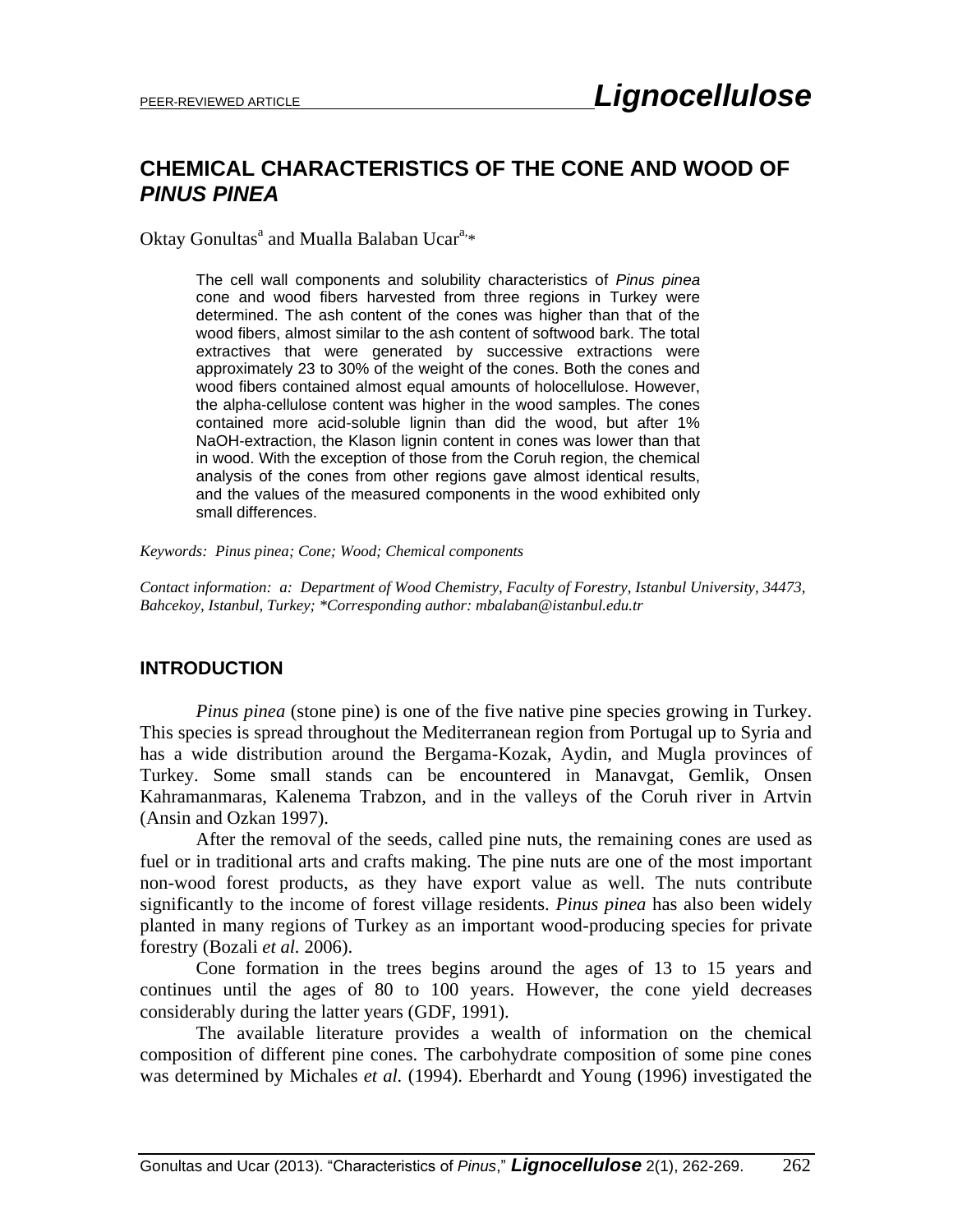# CHEMICAL CHARACTERISTICS OF THE CONE AND WOOD OF *PINUS PINEA*

Oktay Gonultas[a] and Mualla Balaban Ucar[a,*]

> The cell wall components and solubility characteristics of *Pinus pinea* cone and wood fibers harvested from three regions in Turkey were determined. The ash content of the cones was higher than that of the wood fibers, almost similar to the ash content of softwood bark. The total extractives that were generated by successive extractions were approximately 23 to 30% of the weight of the cones. Both the cones and wood fibers contained almost equal amounts of holocellulose. However, the alpha-cellulose content was higher in the wood samples. The cones contained more acid-soluble lignin than did the wood, but after 1% NaOH-extraction, the Klason lignin content in cones was lower than that in wood. With the exception of those from the Coruh region, the chemical analysis of the cones from other regions gave almost identical results, and the values of the measured components in the wood exhibited only small differences.

*Keywords: Pinus pinea; Cone; Wood; Chemical components*

*Contact information: a: Department of Wood Chemistry, Faculty of Forestry, Istanbul University, 34473, Bahcekoy, Istanbul, Turkey; *Corresponding author: mbalaban@istanbul.edu.tr*

## INTRODUCTION

*Pinus pinea* (stone pine) is one of the five native pine species growing in Turkey. This species is spread throughout the Mediterranean region from Portugal up to Syria and has a wide distribution around the Bergama-Kozak, Aydin, and Mugla provinces of Turkey. Some small stands can be encountered in Manavgat, Gemlik, Onsen Kahramanmaras, Kalenema Trabzon, and in the valleys of the Coruh river in Artvin (Ansin and Ozkan 1997).

After the removal of the seeds, called pine nuts, the remaining cones are used as fuel or in traditional arts and crafts making. The pine nuts are one of the most important non-wood forest products, as they have export value as well. The nuts contribute significantly to the income of forest village residents. *Pinus pinea* has also been widely planted in many regions of Turkey as an important wood-producing species for private forestry (Bozali *et al.* 2006).

Cone formation in the trees begins around the ages of 13 to 15 years and continues until the ages of 80 to 100 years. However, the cone yield decreases considerably during the latter years (GDF, 1991).

The available literature provides a wealth of information on the chemical composition of different pine cones. The carbohydrate composition of some pine cones was determined by Michales *et al.* (1994). Eberhardt and Young (1996) investigated the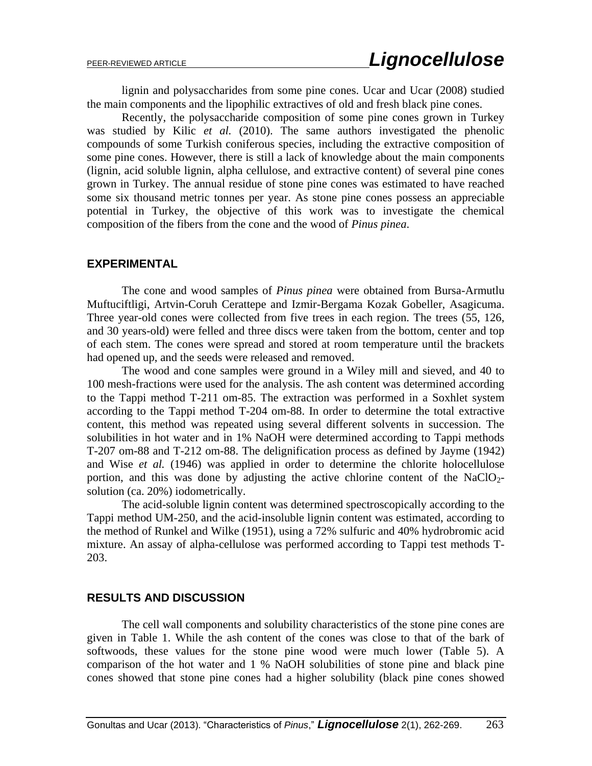lignin and polysaccharides from some pine cones. Ucar and Ucar (2008) studied the main components and the lipophilic extractives of old and fresh black pine cones.

Recently, the polysaccharide composition of some pine cones grown in Turkey was studied by Kilic *et al.* (2010). The same authors investigated the phenolic compounds of some Turkish coniferous species, including the extractive composition of some pine cones. However, there is still a lack of knowledge about the main components (lignin, acid soluble lignin, alpha cellulose, and extractive content) of several pine cones grown in Turkey. The annual residue of stone pine cones was estimated to have reached some six thousand metric tonnes per year. As stone pine cones possess an appreciable potential in Turkey, the objective of this work was to investigate the chemical composition of the fibers from the cone and the wood of *Pinus pinea*.

## EXPERIMENTAL

The cone and wood samples of *Pinus pinea* were obtained from Bursa-Armutlu Muftuciftligi, Artvin-Coruh Cerattepe and Izmir-Bergama Kozak Gobeller, Asagicuma. Three year-old cones were collected from five trees in each region. The trees (55, 126, and 30 years-old) were felled and three discs were taken from the bottom, center and top of each stem. The cones were spread and stored at room temperature until the brackets had opened up, and the seeds were released and removed.

The wood and cone samples were ground in a Wiley mill and sieved, and 40 to 100 mesh-fractions were used for the analysis. The ash content was determined according to the Tappi method T-211 om-85. The extraction was performed in a Soxhlet system according to the Tappi method T-204 om-88. In order to determine the total extractive content, this method was repeated using several different solvents in succession. The solubilities in hot water and in 1% NaOH were determined according to Tappi methods T-207 om-88 and T-212 om-88. The delignification process as defined by Jayme (1942) and Wise *et al.* (1946) was applied in order to determine the chlorite holocellulose portion, and this was done by adjusting the active chlorine content of the $NaClO_2$-solution (ca. 20%) iodometrically.

The acid-soluble lignin content was determined spectroscopically according to the Tappi method UM-250, and the acid-insoluble lignin content was estimated, according to the method of Runkel and Wilke (1951), using a 72% sulfuric and 40% hydrobromic acid mixture. An assay of alpha-cellulose was performed according to Tappi test methods T-203.

## RESULTS AND DISCUSSION

The cell wall components and solubility characteristics of the stone pine cones are given in Table 1. While the ash content of the cones was close to that of the bark of softwoods, these values for the stone pine wood were much lower (Table 5). A comparison of the hot water and 1 % NaOH solubilities of stone pine and black pine cones showed that stone pine cones had a higher solubility (black pine cones showed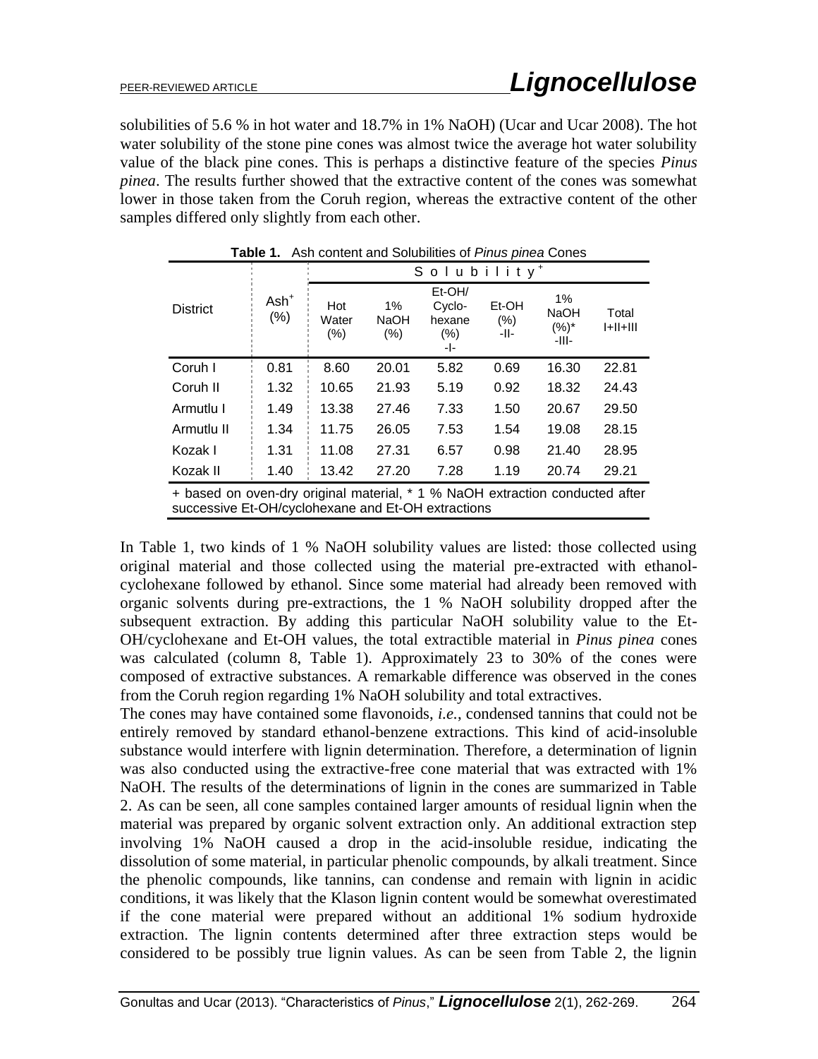solubilities of 5.6 % in hot water and 18.7% in 1% NaOH) (Ucar and Ucar 2008). The hot water solubility of the stone pine cones was almost twice the average hot water solubility value of the black pine cones. This is perhaps a distinctive feature of the species *Pinus pinea*. The results further showed that the extractive content of the cones was somewhat lower in those taken from the Coruh region, whereas the extractive content of the other samples differed only slightly from each other.

**Table 1.** Ash content and Solubilities of *Pinus pinea* Cones

| District | Ash+ (%) | Solubility+ | | | | | |
|---|---|---|---|---|---|---|---|
| | | Hot Water (%) | 1% NaOH (%) | Et-OH/ Cyclo-hexane (%) -I- | Et-OH (%) -II- | 1% NaOH (%)* -III- | Total I+II+III |
| Coruh I | 0.81 | 8.60 | 20.01 | 5.82 | 0.69 | 16.30 | 22.81 |
| Coruh II | 1.32 | 10.65 | 21.93 | 5.19 | 0.92 | 18.32 | 24.43 |
| Armutlu I | 1.49 | 13.38 | 27.46 | 7.33 | 1.50 | 20.67 | 29.50 |
| Armutlu II | 1.34 | 11.75 | 26.05 | 7.53 | 1.54 | 19.08 | 28.15 |
| Kozak I | 1.31 | 11.08 | 27.31 | 6.57 | 0.98 | 21.40 | 28.95 |
| Kozak II | 1.40 | 13.42 | 27.20 | 7.28 | 1.19 | 20.74 | 29.21 |

+ based on oven-dry original material, * 1 % NaOH extraction conducted after successive Et-OH/cyclohexane and Et-OH extractions

In Table 1, two kinds of 1 % NaOH solubility values are listed: those collected using original material and those collected using the material pre-extracted with ethanol-cyclohexane followed by ethanol. Since some material had already been removed with organic solvents during pre-extractions, the 1 % NaOH solubility dropped after the subsequent extraction. By adding this particular NaOH solubility value to the Et-OH/cyclohexane and Et-OH values, the total extractible material in *Pinus pinea* cones was calculated (column 8, Table 1). Approximately 23 to 30% of the cones were composed of extractive substances. A remarkable difference was observed in the cones from the Coruh region regarding 1% NaOH solubility and total extractives.

The cones may have contained some flavonoids, *i.e.*, condensed tannins that could not be entirely removed by standard ethanol-benzene extractions. This kind of acid-insoluble substance would interfere with lignin determination. Therefore, a determination of lignin was also conducted using the extractive-free cone material that was extracted with 1% NaOH. The results of the determinations of lignin in the cones are summarized in Table 2. As can be seen, all cone samples contained larger amounts of residual lignin when the material was prepared by organic solvent extraction only. An additional extraction step involving 1% NaOH caused a drop in the acid-insoluble residue, indicating the dissolution of some material, in particular phenolic compounds, by alkali treatment. Since the phenolic compounds, like tannins, can condense and remain with lignin in acidic conditions, it was likely that the Klason lignin content would be somewhat overestimated if the cone material were prepared without an additional 1% sodium hydroxide extraction. The lignin contents determined after three extraction steps would be considered to be possibly true lignin values. As can be seen from Table 2, the lignin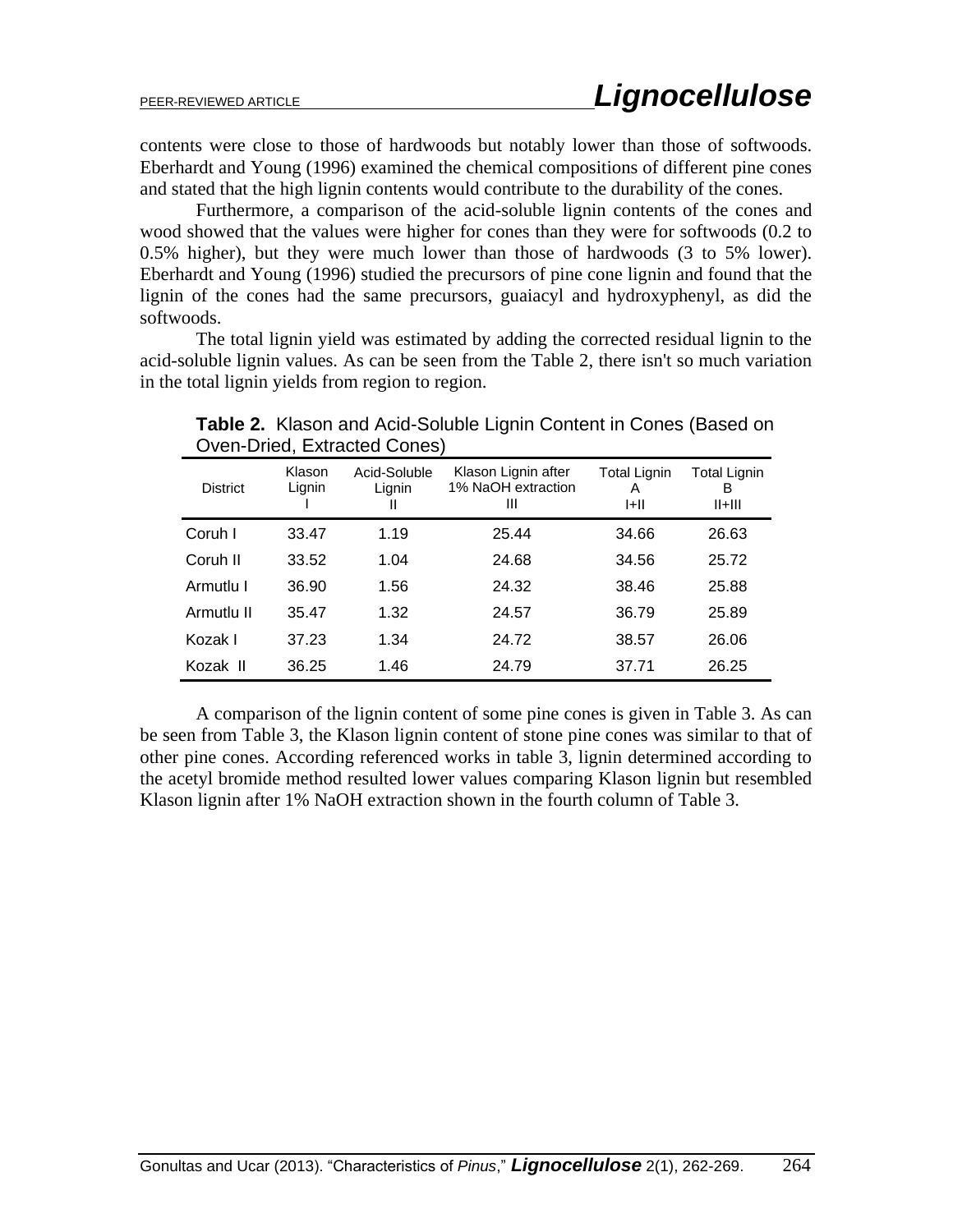contents were close to those of hardwoods but notably lower than those of softwoods. Eberhardt and Young (1996) examined the chemical compositions of different pine cones and stated that the high lignin contents would contribute to the durability of the cones.

Furthermore, a comparison of the acid-soluble lignin contents of the cones and wood showed that the values were higher for cones than they were for softwoods (0.2 to 0.5% higher), but they were much lower than those of hardwoods (3 to 5% lower). Eberhardt and Young (1996) studied the precursors of pine cone lignin and found that the lignin of the cones had the same precursors, guaiacyl and hydroxyphenyl, as did the softwoods.

The total lignin yield was estimated by adding the corrected residual lignin to the acid-soluble lignin values. As can be seen from the Table 2, there isn't so much variation in the total lignin yields from region to region.

**Table 2.** Klason and Acid-Soluble Lignin Content in Cones (Based on Oven-Dried, Extracted Cones)

| District | Klason Lignin I | Acid-Soluble Lignin II | Klason Lignin after 1% NaOH extraction III | Total Lignin A I+II | Total Lignin B II+III |
|---|---|---|---|---|---|
| Coruh I | 33.47 | 1.19 | 25.44 | 34.66 | 26.63 |
| Coruh II | 33.52 | 1.04 | 24.68 | 34.56 | 25.72 |
| Armutlu I | 36.90 | 1.56 | 24.32 | 38.46 | 25.88 |
| Armutlu II | 35.47 | 1.32 | 24.57 | 36.79 | 25.89 |
| Kozak I | 37.23 | 1.34 | 24.72 | 38.57 | 26.06 |
| Kozak II | 36.25 | 1.46 | 24.79 | 37.71 | 26.25 |

A comparison of the lignin content of some pine cones is given in Table 3. As can be seen from Table 3, the Klason lignin content of stone pine cones was similar to that of other pine cones. According referenced works in table 3, lignin determined according to the acetyl bromide method resulted lower values comparing Klason lignin but resembled Klason lignin after 1% NaOH extraction shown in the fourth column of Table 3.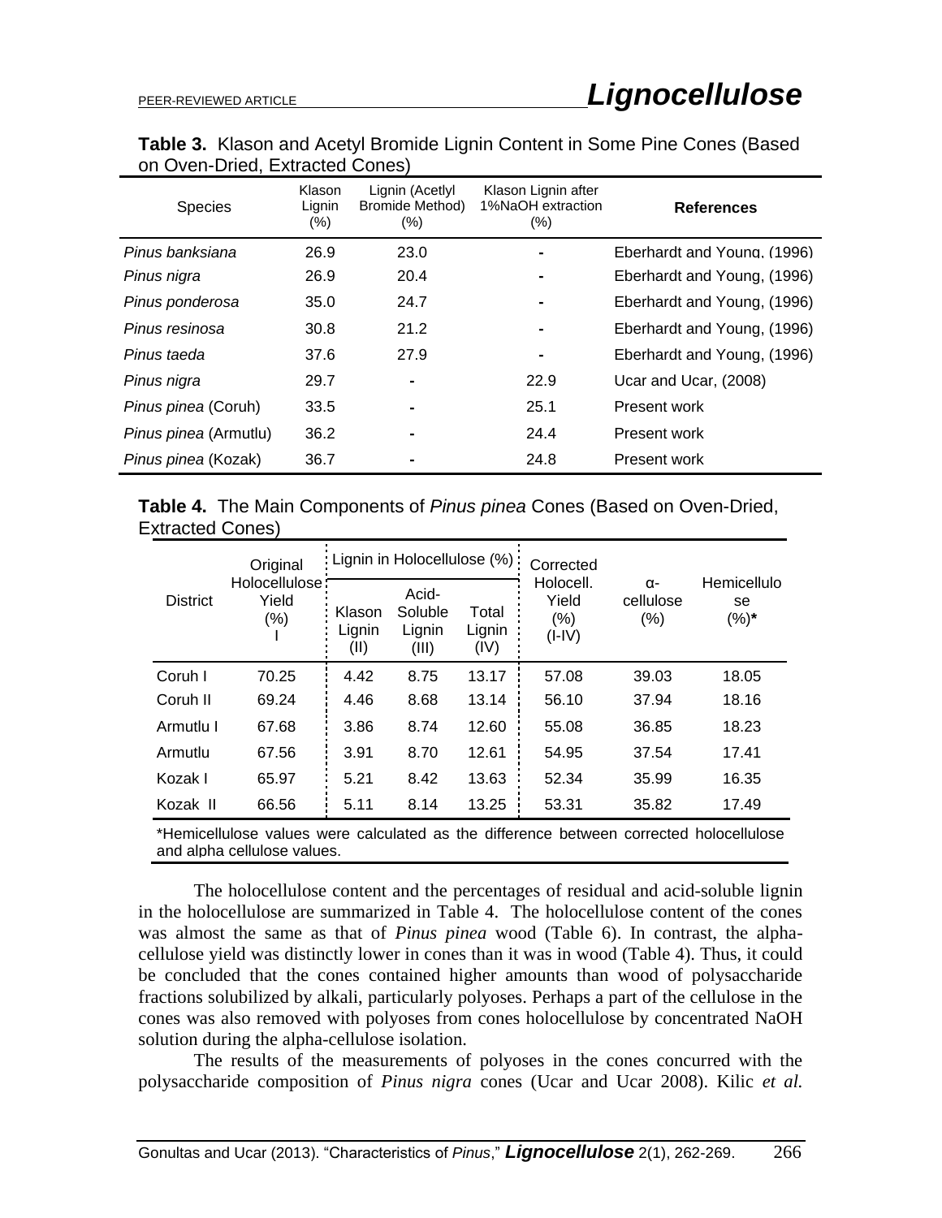**Table 3.** Klason and Acetyl Bromide Lignin Content in Some Pine Cones (Based on Oven-Dried, Extracted Cones)

| Species | Klason Lignin (%) | Lignin (Acetyl Bromide Method) (%) | Klason Lignin after 1%NaOH extraction (%) | **References** |
|---|---|---|---|---|
| *Pinus banksiana* | 26.9 | 23.0 | - | Eberhardt and Young, (1996) |
| *Pinus nigra* | 26.9 | 20.4 | - | Eberhardt and Young, (1996) |
| *Pinus ponderosa* | 35.0 | 24.7 | - | Eberhardt and Young, (1996) |
| *Pinus resinosa* | 30.8 | 21.2 | - | Eberhardt and Young, (1996) |
| *Pinus taeda* | 37.6 | 27.9 | - | Eberhardt and Young, (1996) |
| *Pinus nigra* | 29.7 | - | 22.9 | Ucar and Ucar, (2008) |
| *Pinus pinea* (Coruh) | 33.5 | - | 25.1 | Present work |
| *Pinus pinea* (Armutlu) | 36.2 | - | 24.4 | Present work |
| *Pinus pinea* (Kozak) | 36.7 | - | 24.8 | Present work |

**Table 4.** The Main Components of *Pinus pinea* Cones (Based on Oven-Dried, Extracted Cones)

| District | Original Holocellulose Yield (%) I | Lignin in Holocellulose (%) | | | Corrected Holocell. Yield (%) (I-IV) | α-cellulose (%) | Hemicellulose (%)* |
|---|---|---|---|---|---|---|---|
| | | Klason Lignin (II) | Acid-Soluble Lignin (III) | Total Lignin (IV) | | | |
| Coruh I | 70.25 | 4.42 | 8.75 | 13.17 | 57.08 | 39.03 | 18.05 |
| Coruh II | 69.24 | 4.46 | 8.68 | 13.14 | 56.10 | 37.94 | 18.16 |
| Armutlu I | 67.68 | 3.86 | 8.74 | 12.60 | 55.08 | 36.85 | 18.23 |
| Armutlu | 67.56 | 3.91 | 8.70 | 12.61 | 54.95 | 37.54 | 17.41 |
| Kozak I | 65.97 | 5.21 | 8.42 | 13.63 | 52.34 | 35.99 | 16.35 |
| Kozak II | 66.56 | 5.11 | 8.14 | 13.25 | 53.31 | 35.82 | 17.49 |

*Hemicellulose values were calculated as the difference between corrected holocellulose and alpha cellulose values.

The holocellulose content and the percentages of residual and acid-soluble lignin in the holocellulose are summarized in Table 4. The holocellulose content of the cones was almost the same as that of *Pinus pinea* wood (Table 6). In contrast, the alpha-cellulose yield was distinctly lower in cones than it was in wood (Table 4). Thus, it could be concluded that the cones contained higher amounts than wood of polysaccharide fractions solubilized by alkali, particularly polyoses. Perhaps a part of the cellulose in the cones was also removed with polyoses from cones holocellulose by concentrated NaOH solution during the alpha-cellulose isolation.

The results of the measurements of polyoses in the cones concurred with the polysaccharide composition of *Pinus nigra* cones (Ucar and Ucar 2008). Kilic *et al.*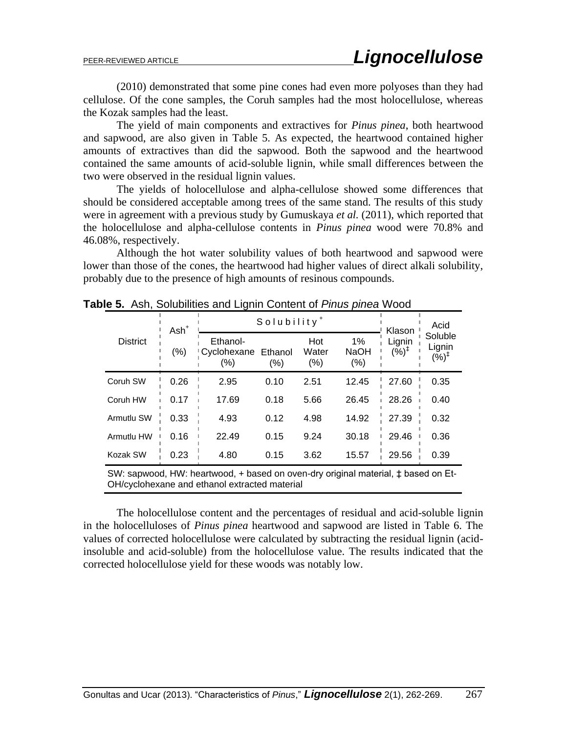(2010) demonstrated that some pine cones had even more polyoses than they had cellulose. Of the cone samples, the Coruh samples had the most holocellulose, whereas the Kozak samples had the least.

The yield of main components and extractives for *Pinus pinea*, both heartwood and sapwood, are also given in Table 5. As expected, the heartwood contained higher amounts of extractives than did the sapwood. Both the sapwood and the heartwood contained the same amounts of acid-soluble lignin, while small differences between the two were observed in the residual lignin values.

The yields of holocellulose and alpha-cellulose showed some differences that should be considered acceptable among trees of the same stand. The results of this study were in agreement with a previous study by Gumuskaya *et al.* (2011), which reported that the holocellulose and alpha-cellulose contents in *Pinus pinea* wood were 70.8% and 46.08%, respectively.

Although the hot water solubility values of both heartwood and sapwood were lower than those of the cones, the heartwood had higher values of direct alkali solubility, probably due to the presence of high amounts of resinous compounds.

**Table 5.** Ash, Solubilities and Lignin Content of *Pinus pinea* Wood

| District | Ash⁺ (%) | Solubility⁺ | | | | Klason Lignin (%)‡ | Acid Soluble Lignin (%)‡ |
|---|---|---|---|---|---|---|---|
| | | Ethanol-Cyclohexane (%) | Ethanol (%) | Hot Water (%) | 1% NaOH (%) | | |
| Coruh SW | 0.26 | 2.95 | 0.10 | 2.51 | 12.45 | 27.60 | 0.35 |
| Coruh HW | 0.17 | 17.69 | 0.18 | 5.66 | 26.45 | 28.26 | 0.40 |
| Armutlu SW | 0.33 | 4.93 | 0.12 | 4.98 | 14.92 | 27.39 | 0.32 |
| Armutlu HW | 0.16 | 22.49 | 0.15 | 9.24 | 30.18 | 29.46 | 0.36 |
| Kozak SW | 0.23 | 4.80 | 0.15 | 3.62 | 15.57 | 29.56 | 0.39 |

SW: sapwood, HW: heartwood, + based on oven-dry original material, ‡ based on Et-OH/cyclohexane and ethanol extracted material

The holocellulose content and the percentages of residual and acid-soluble lignin in the holocelluloses of *Pinus pinea* heartwood and sapwood are listed in Table 6. The values of corrected holocellulose were calculated by subtracting the residual lignin (acid-insoluble and acid-soluble) from the holocellulose value. The results indicated that the corrected holocellulose yield for these woods was notably low.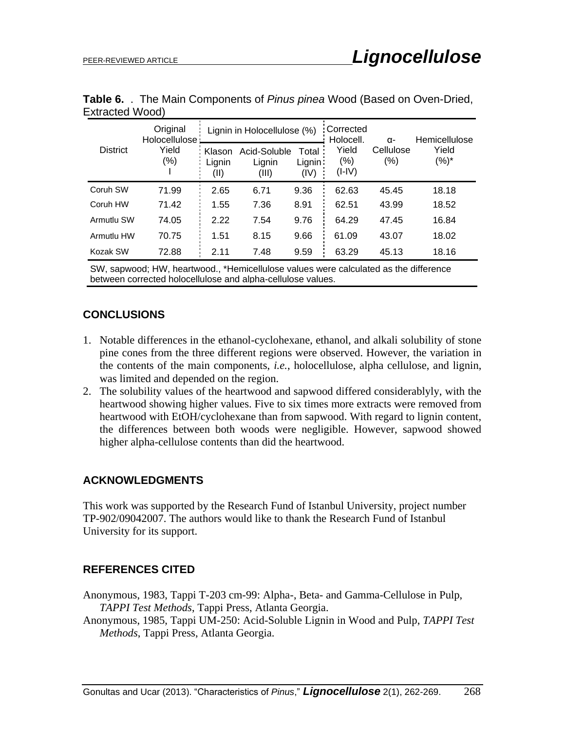**Table 6.** . The Main Components of *Pinus pinea* Wood (Based on Oven-Dried, Extracted Wood)

| District | Original Holocellulose Yield (%) I | Lignin in Holocellulose (%) | | | Corrected Holocell. Yield (%) (I-IV) | α-Cellulose (%) | Hemicellulose Yield (%)* |
|---|---|---|---|---|---|---|---|
| | | Klason Lignin (II) | Acid-Soluble Lignin (III) | Total Lignin (IV) | | | |
| Coruh SW | 71.99 | 2.65 | 6.71 | 9.36 | 62.63 | 45.45 | 18.18 |
| Coruh HW | 71.42 | 1.55 | 7.36 | 8.91 | 62.51 | 43.99 | 18.52 |
| Armutlu SW | 74.05 | 2.22 | 7.54 | 9.76 | 64.29 | 47.45 | 16.84 |
| Armutlu HW | 70.75 | 1.51 | 8.15 | 9.66 | 61.09 | 43.07 | 18.02 |
| Kozak SW | 72.88 | 2.11 | 7.48 | 9.59 | 63.29 | 45.13 | 18.16 |

SW, sapwood; HW, heartwood., *Hemicellulose values were calculated as the difference between corrected holocellulose and alpha-cellulose values.

## CONCLUSIONS

1. Notable differences in the ethanol-cyclohexane, ethanol, and alkali solubility of stone pine cones from the three different regions were observed. However, the variation in the contents of the main components, *i.e.*, holocellulose, alpha cellulose, and lignin, was limited and depended on the region.
2. The solubility values of the heartwood and sapwood differed considerablyly, with the heartwood showing higher values. Five to six times more extracts were removed from heartwood with EtOH/cyclohexane than from sapwood. With regard to lignin content, the differences between both woods were negligible. However, sapwood showed higher alpha-cellulose contents than did the heartwood.

## ACKNOWLEDGMENTS

This work was supported by the Research Fund of Istanbul University, project number TP-902/09042007. The authors would like to thank the Research Fund of Istanbul University for its support.

## REFERENCES CITED

Anonymous, 1983, Tappi T-203 cm-99: Alpha-, Beta- and Gamma-Cellulose in Pulp, *TAPPI Test Methods*, Tappi Press, Atlanta Georgia.

Anonymous, 1985, Tappi UM-250: Acid-Soluble Lignin in Wood and Pulp, *TAPPI Test Methods*, Tappi Press, Atlanta Georgia.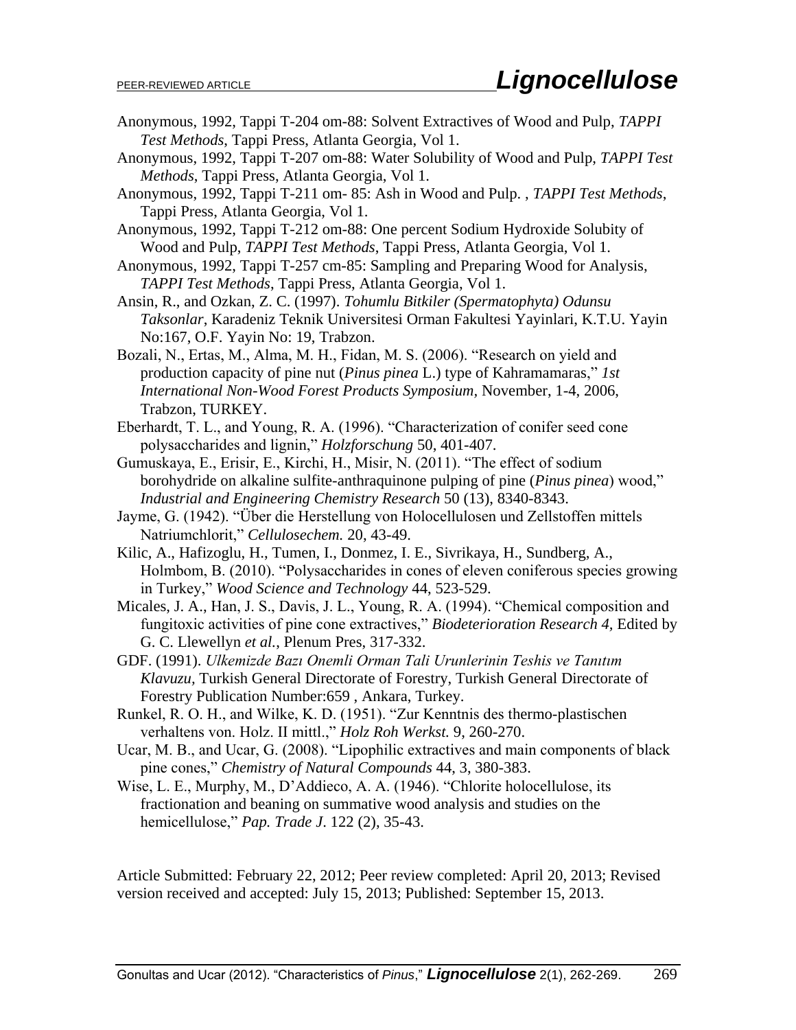Anonymous, 1992, Tappi T-204 om-88: Solvent Extractives of Wood and Pulp, *TAPPI Test Methods*, Tappi Press, Atlanta Georgia, Vol 1.

Anonymous, 1992, Tappi T-207 om-88: Water Solubility of Wood and Pulp, *TAPPI Test Methods*, Tappi Press, Atlanta Georgia, Vol 1.

Anonymous, 1992, Tappi T-211 om- 85: Ash in Wood and Pulp. , *TAPPI Test Methods*, Tappi Press, Atlanta Georgia, Vol 1.

Anonymous, 1992, Tappi T-212 om-88: One percent Sodium Hydroxide Solubity of Wood and Pulp, *TAPPI Test Methods*, Tappi Press, Atlanta Georgia, Vol 1.

Anonymous, 1992, Tappi T-257 cm-85: Sampling and Preparing Wood for Analysis, *TAPPI Test Methods*, Tappi Press, Atlanta Georgia, Vol 1.

Ansin, R., and Ozkan, Z. C. (1997). *Tohumlu Bitkiler (Spermatophyta) Odunsu Taksonlar*, Karadeniz Teknik Universitesi Orman Fakultesi Yayinlari, K.T.U. Yayin No:167, O.F. Yayin No: 19, Trabzon.

Bozali, N., Ertas, M., Alma, M. H., Fidan, M. S. (2006). "Research on yield and production capacity of pine nut (*Pinus pinea* L.) type of Kahramamaras," *1st International Non-Wood Forest Products Symposium,* November, 1-4, 2006, Trabzon, TURKEY.

Eberhardt, T. L., and Young, R. A. (1996). "Characterization of conifer seed cone polysaccharides and lignin," *Holzforschung* 50, 401-407.

Gumuskaya, E., Erisir, E., Kirchi, H., Misir, N. (2011). "The effect of sodium borohydride on alkaline sulfite-anthraquinone pulping of pine (*Pinus pinea*) wood," *Industrial and Engineering Chemistry Research* 50 (13), 8340-8343.

Jayme, G. (1942). "Über die Herstellung von Holocellulosen und Zellstoffen mittels Natriumchlorit," *Cellulosechem.* 20, 43-49.

Kilic, A., Hafizoglu, H., Tumen, I., Donmez, I. E., Sivrikaya, H., Sundberg, A., Holmbom, B. (2010). "Polysaccharides in cones of eleven coniferous species growing in Turkey," *Wood Science and Technology* 44, 523-529.

Micales, J. A., Han, J. S., Davis, J. L., Young, R. A. (1994). "Chemical composition and fungitoxic activities of pine cone extractives," *Biodeterioration Research 4,* Edited by G. C. Llewellyn *et al.*, Plenum Pres, 317-332.

GDF. (1991). *Ulkemizde Bazı Onemli Orman Tali Urunlerinin Teshis ve Tanıtım Klavuzu,* Turkish General Directorate of Forestry, Turkish General Directorate of Forestry Publication Number:659 , Ankara, Turkey.

Runkel, R. O. H., and Wilke, K. D. (1951). "Zur Kenntnis des thermo-plastischen verhaltens von. Holz. II mittl.," *Holz Roh Werkst.* 9, 260-270.

Ucar, M. B., and Ucar, G. (2008). "Lipophilic extractives and main components of black pine cones," *Chemistry of Natural Compounds* 44, 3, 380-383.

Wise, L. E., Murphy, M., D'Addieco, A. A. (1946). "Chlorite holocellulose, its fractionation and beaning on summative wood analysis and studies on the hemicellulose," *Pap. Trade J*. 122 (2), 35-43.

Article Submitted: February 22, 2012; Peer review completed: April 20, 2013; Revised version received and accepted: July 15, 2013; Published: September 15, 2013.